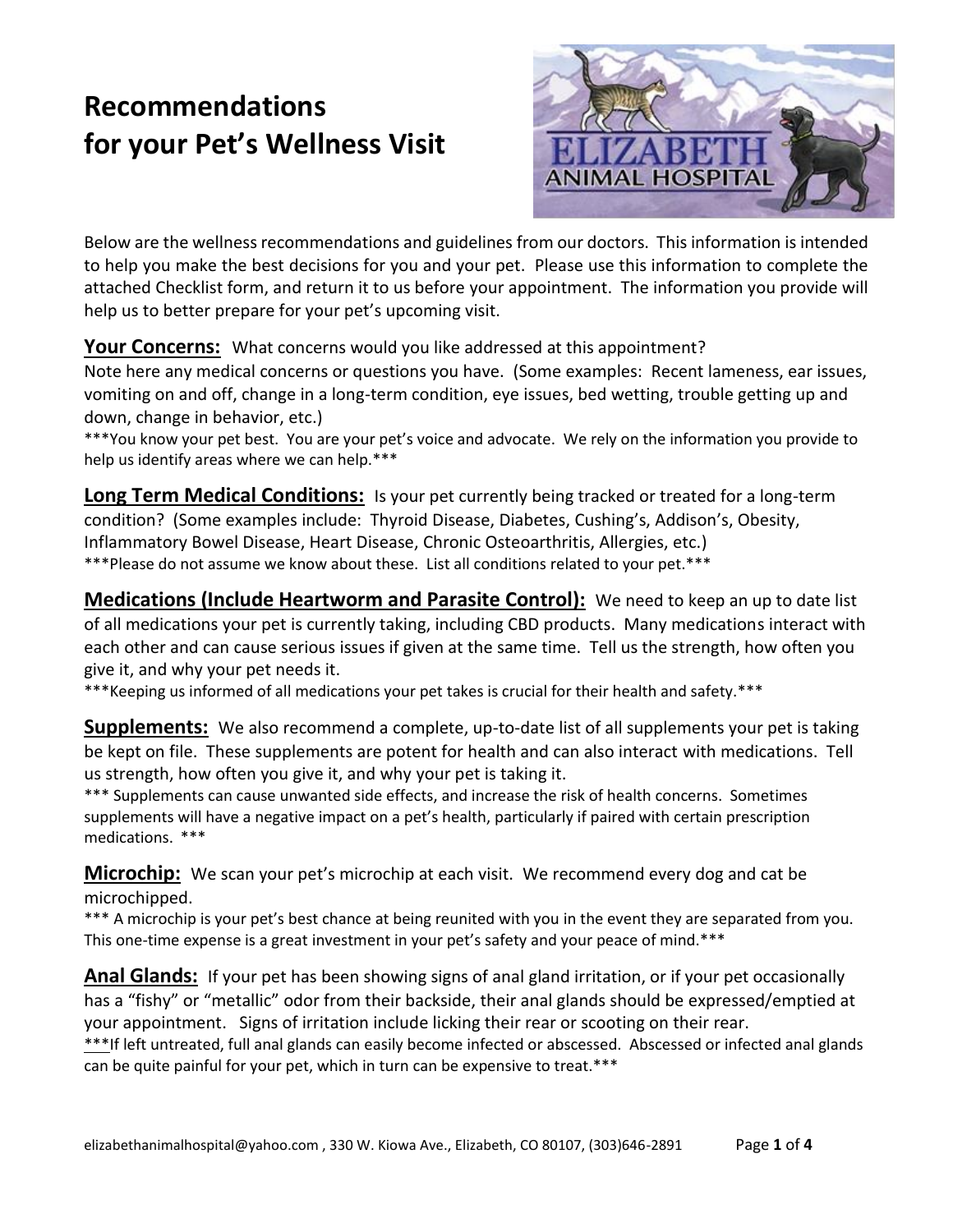# Recommendations for your Pet's Wellness Visit

Below are the wellness recommendations and guidelines from our doctors. This information is intended to help you make the best decisions for you and your pet. Please use this information to complete the attached Checklist form, and return it to us before your appointment. The information you provide will help us to better prepare for your pet's upcoming visit.

**Your Concerns:** What concerns would you like addressed at this appointment?
Note here any medical concerns or questions you have. (Some examples: Recent lameness, ear issues, vomiting on and off, change in a long-term condition, eye issues, bed wetting, trouble getting up and down, change in behavior, etc.)
***You know your pet best. You are your pet's voice and advocate. We rely on the information you provide to help us identify areas where we can help.***

**Long Term Medical Conditions:** Is your pet currently being tracked or treated for a long-term condition? (Some examples include: Thyroid Disease, Diabetes, Cushing's, Addison's, Obesity, Inflammatory Bowel Disease, Heart Disease, Chronic Osteoarthritis, Allergies, etc.)
***Please do not assume we know about these. List all conditions related to your pet.***

**Medications (Include Heartworm and Parasite Control):** We need to keep an up to date list of all medications your pet is currently taking, including CBD products. Many medications interact with each other and can cause serious issues if given at the same time. Tell us the strength, how often you give it, and why your pet needs it.
***Keeping us informed of all medications your pet takes is crucial for their health and safety.***

**Supplements:** We also recommend a complete, up-to-date list of all supplements your pet is taking be kept on file. These supplements are potent for health and can also interact with medications. Tell us strength, how often you give it, and why your pet is taking it.
*** Supplements can cause unwanted side effects, and increase the risk of health concerns. Sometimes supplements will have a negative impact on a pet's health, particularly if paired with certain prescription medications. ***

**Microchip:** We scan your pet's microchip at each visit. We recommend every dog and cat be microchipped.
*** A microchip is your pet's best chance at being reunited with you in the event they are separated from you. This one-time expense is a great investment in your pet's safety and your peace of mind.***

**Anal Glands:** If your pet has been showing signs of anal gland irritation, or if your pet occasionally has a "fishy" or "metallic" odor from their backside, their anal glands should be expressed/emptied at your appointment. Signs of irritation include licking their rear or scooting on their rear.
***If left untreated, full anal glands can easily become infected or abscessed. Abscessed or infected anal glands can be quite painful for your pet, which in turn can be expensive to treat.***

elizabethanimalhospital@yahoo.com , 330 W. Kiowa Ave., Elizabeth, CO 80107, (303)646-2891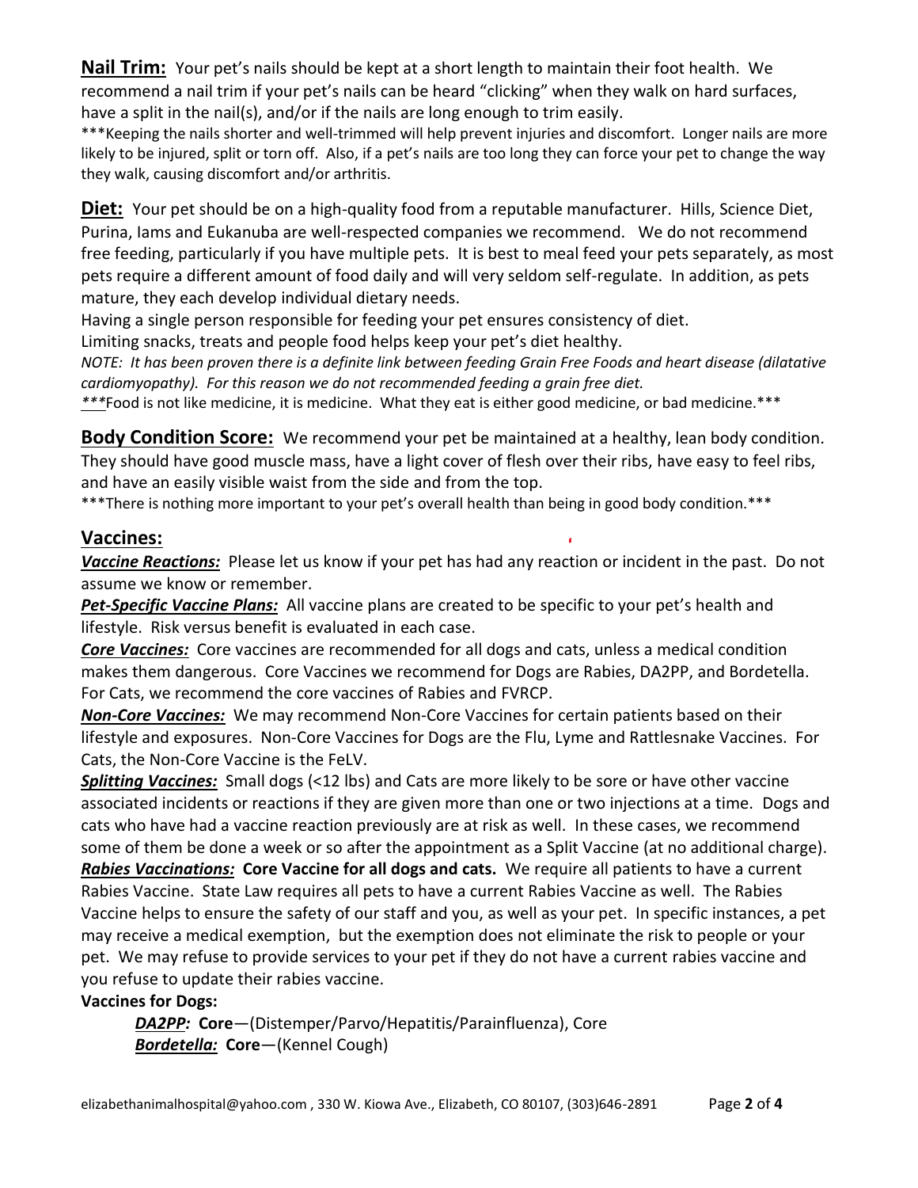**Nail Trim:** Your pet's nails should be kept at a short length to maintain their foot health. We recommend a nail trim if your pet's nails can be heard "clicking" when they walk on hard surfaces, have a split in the nail(s), and/or if the nails are long enough to trim easily.

***Keeping the nails shorter and well-trimmed will help prevent injuries and discomfort. Longer nails are more likely to be injured, split or torn off. Also, if a pet's nails are too long they can force your pet to change the way they walk, causing discomfort and/or arthritis.

**Diet:** Your pet should be on a high-quality food from a reputable manufacturer. Hills, Science Diet, Purina, Iams and Eukanuba are well-respected companies we recommend. We do not recommend free feeding, particularly if you have multiple pets. It is best to meal feed your pets separately, as most pets require a different amount of food daily and will very seldom self-regulate. In addition, as pets mature, they each develop individual dietary needs.

Having a single person responsible for feeding your pet ensures consistency of diet.

Limiting snacks, treats and people food helps keep your pet's diet healthy.

*NOTE: It has been proven there is a definite link between feeding Grain Free Foods and heart disease (dilatative cardiomyopathy). For this reason we do not recommended feeding a grain free diet.*

****Food is not like medicine, it is medicine. What they eat is either good medicine, or bad medicine.***

**Body Condition Score:** We recommend your pet be maintained at a healthy, lean body condition. They should have good muscle mass, have a light cover of flesh over their ribs, have easy to feel ribs, and have an easily visible waist from the side and from the top.

***There is nothing more important to your pet's overall health than being in good body condition.***

## Vaccines:

***Vaccine Reactions:*** Please let us know if your pet has had any reaction or incident in the past. Do not assume we know or remember.

***Pet-Specific Vaccine Plans:*** All vaccine plans are created to be specific to your pet's health and lifestyle. Risk versus benefit is evaluated in each case.

***Core Vaccines:*** Core vaccines are recommended for all dogs and cats, unless a medical condition makes them dangerous. Core Vaccines we recommend for Dogs are Rabies, DA2PP, and Bordetella. For Cats, we recommend the core vaccines of Rabies and FVRCP.

***Non-Core Vaccines:*** We may recommend Non-Core Vaccines for certain patients based on their lifestyle and exposures. Non-Core Vaccines for Dogs are the Flu, Lyme and Rattlesnake Vaccines. For Cats, the Non-Core Vaccine is the FeLV.

***Splitting Vaccines:*** Small dogs (<12 lbs) and Cats are more likely to be sore or have other vaccine associated incidents or reactions if they are given more than one or two injections at a time. Dogs and cats who have had a vaccine reaction previously are at risk as well. In these cases, we recommend some of them be done a week or so after the appointment as a Split Vaccine (at no additional charge).

***Rabies Vaccinations:*** **Core Vaccine for all dogs and cats.** We require all patients to have a current Rabies Vaccine. State Law requires all pets to have a current Rabies Vaccine as well. The Rabies Vaccine helps to ensure the safety of our staff and you, as well as your pet. In specific instances, a pet may receive a medical exemption, but the exemption does not eliminate the risk to people or your pet. We may refuse to provide services to your pet if they do not have a current rabies vaccine and you refuse to update their rabies vaccine.

**Vaccines for Dogs:**

***DA2PP:*** **Core**—(Distemper/Parvo/Hepatitis/Parainfluenza), Core

***Bordetella:*** **Core**—(Kennel Cough)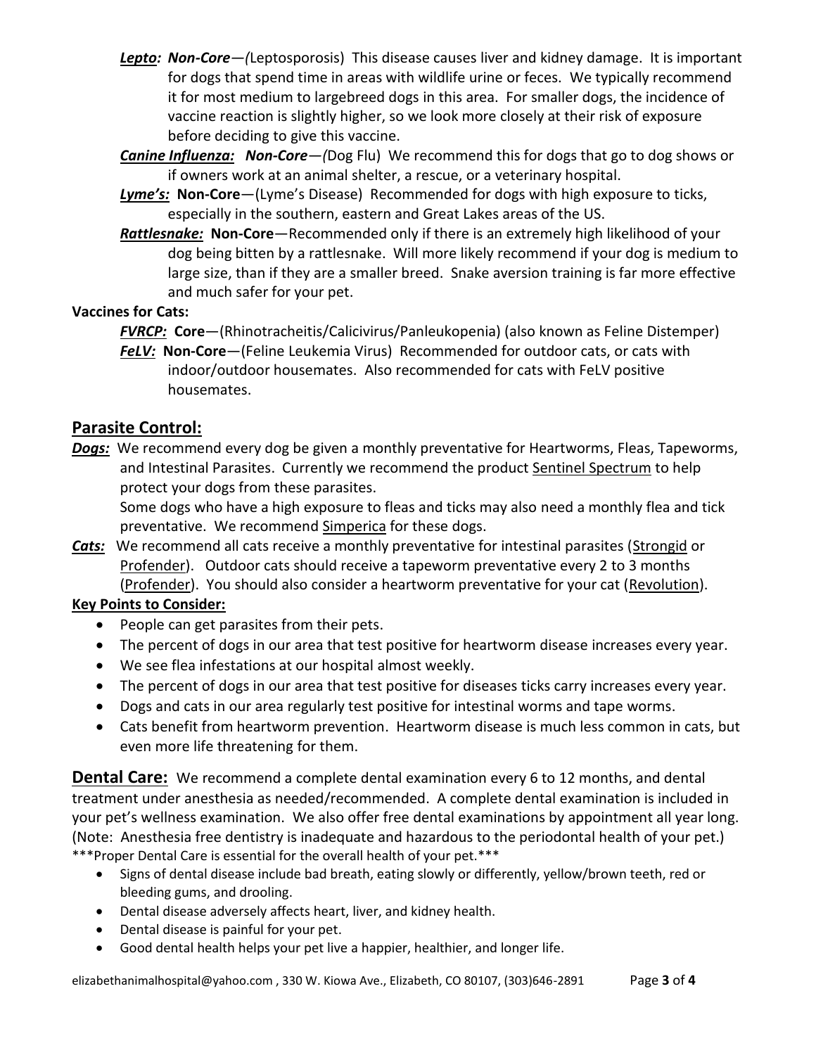***Lepto:*** ***Non-Core****—(*Leptosporosis) This disease causes liver and kidney damage. It is important for dogs that spend time in areas with wildlife urine or feces. We typically recommend it for most medium to largebreed dogs in this area. For smaller dogs, the incidence of vaccine reaction is slightly higher, so we look more closely at their risk of exposure before deciding to give this vaccine.

***Canine Influenza:*** ***Non-Core****—(*Dog Flu) We recommend this for dogs that go to dog shows or if owners work at an animal shelter, a rescue, or a veterinary hospital.

***Lyme's:*** **Non-Core**—(Lyme's Disease) Recommended for dogs with high exposure to ticks, especially in the southern, eastern and Great Lakes areas of the US.

***Rattlesnake:*** **Non-Core**—Recommended only if there is an extremely high likelihood of your dog being bitten by a rattlesnake. Will more likely recommend if your dog is medium to large size, than if they are a smaller breed. Snake aversion training is far more effective and much safer for your pet.

**Vaccines for Cats:**

***FVRCP:*** **Core**—(Rhinotracheitis/Calicivirus/Panleukopenia) (also known as Feline Distemper)

***FeLV:*** **Non-Core**—(Feline Leukemia Virus) Recommended for outdoor cats, or cats with indoor/outdoor housemates. Also recommended for cats with FeLV positive housemates.

## Parasite Control:

***Dogs:*** We recommend every dog be given a monthly preventative for Heartworms, Fleas, Tapeworms, and Intestinal Parasites. Currently we recommend the product Sentinel Spectrum to help protect your dogs from these parasites.
Some dogs who have a high exposure to fleas and ticks may also need a monthly flea and tick preventative. We recommend Simperica for these dogs.

***Cats:*** We recommend all cats receive a monthly preventative for intestinal parasites (Strongid or Profender). Outdoor cats should receive a tapeworm preventative every 2 to 3 months (Profender). You should also consider a heartworm preventative for your cat (Revolution).

**Key Points to Consider:**

- People can get parasites from their pets.
- The percent of dogs in our area that test positive for heartworm disease increases every year.
- We see flea infestations at our hospital almost weekly.
- The percent of dogs in our area that test positive for diseases ticks carry increases every year.
- Dogs and cats in our area regularly test positive for intestinal worms and tape worms.
- Cats benefit from heartworm prevention. Heartworm disease is much less common in cats, but even more life threatening for them.

**Dental Care:** We recommend a complete dental examination every 6 to 12 months, and dental treatment under anesthesia as needed/recommended. A complete dental examination is included in your pet's wellness examination. We also offer free dental examinations by appointment all year long. (Note: Anesthesia free dentistry is inadequate and hazardous to the periodontal health of your pet.)
***Proper Dental Care is essential for the overall health of your pet.***

- Signs of dental disease include bad breath, eating slowly or differently, yellow/brown teeth, red or bleeding gums, and drooling.
- Dental disease adversely affects heart, liver, and kidney health.
- Dental disease is painful for your pet.
- Good dental health helps your pet live a happier, healthier, and longer life.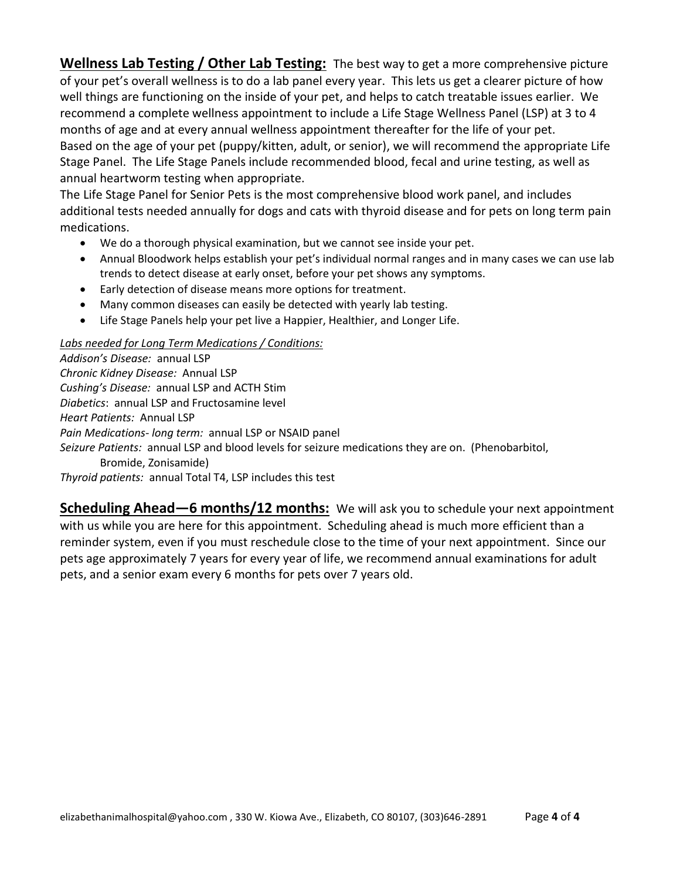**<u>Wellness Lab Testing / Other Lab Testing:</u>** The best way to get a more comprehensive picture of your pet's overall wellness is to do a lab panel every year. This lets us get a clearer picture of how well things are functioning on the inside of your pet, and helps to catch treatable issues earlier. We recommend a complete wellness appointment to include a Life Stage Wellness Panel (LSP) at 3 to 4 months of age and at every annual wellness appointment thereafter for the life of your pet.
Based on the age of your pet (puppy/kitten, adult, or senior), we will recommend the appropriate Life Stage Panel. The Life Stage Panels include recommended blood, fecal and urine testing, as well as annual heartworm testing when appropriate.
The Life Stage Panel for Senior Pets is the most comprehensive blood work panel, and includes additional tests needed annually for dogs and cats with thyroid disease and for pets on long term pain medications.

- We do a thorough physical examination, but we cannot see inside your pet.
- Annual Bloodwork helps establish your pet's individual normal ranges and in many cases we can use lab trends to detect disease at early onset, before your pet shows any symptoms.
- Early detection of disease means more options for treatment.
- Many common diseases can easily be detected with yearly lab testing.
- Life Stage Panels help your pet live a Happier, Healthier, and Longer Life.

*<u>Labs needed for Long Term Medications / Conditions:</u>*
*Addison's Disease:* annual LSP
*Chronic Kidney Disease:* Annual LSP
*Cushing's Disease:* annual LSP and ACTH Stim
*Diabetics*: annual LSP and Fructosamine level
*Heart Patients:* Annual LSP
*Pain Medications- long term:* annual LSP or NSAID panel
*Seizure Patients:* annual LSP and blood levels for seizure medications they are on. (Phenobarbitol, Bromide, Zonisamide)
*Thyroid patients:* annual Total T4, LSP includes this test

**<u>Scheduling Ahead—6 months/12 months:</u>** We will ask you to schedule your next appointment with us while you are here for this appointment. Scheduling ahead is much more efficient than a reminder system, even if you must reschedule close to the time of your next appointment. Since our pets age approximately 7 years for every year of life, we recommend annual examinations for adult pets, and a senior exam every 6 months for pets over 7 years old.